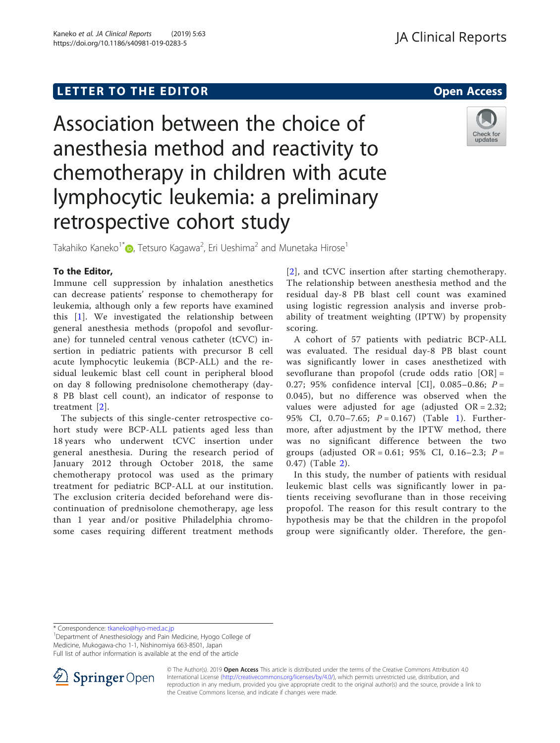LETTER TO THE EDITOR

Open Access

# Association between the choice of anesthesia method and reactivity to chemotherapy in children with acute lymphocytic leukemia: a preliminary retrospective cohort study

Takahiko Kaneko[1*], Tetsuro Kagawa[2], Eri Ueshima[2] and Munetaka Hirose[1]

**To the Editor,**

Immune cell suppression by inhalation anesthetics can decrease patients' response to chemotherapy for leukemia, although only a few reports have examined this [1]. We investigated the relationship between general anesthesia methods (propofol and sevoflurane) for tunneled central venous catheter (tCVC) insertion in pediatric patients with precursor B cell acute lymphocytic leukemia (BCP-ALL) and the residual leukemic blast cell count in peripheral blood on day 8 following prednisolone chemotherapy (day-8 PB blast cell count), an indicator of response to treatment [2].

The subjects of this single-center retrospective cohort study were BCP-ALL patients aged less than 18 years who underwent tCVC insertion under general anesthesia. During the research period of January 2012 through October 2018, the same chemotherapy protocol was used as the primary treatment for pediatric BCP-ALL at our institution. The exclusion criteria decided beforehand were discontinuation of prednisolone chemotherapy, age less than 1 year and/or positive Philadelphia chromosome cases requiring different treatment methods [2], and tCVC insertion after starting chemotherapy. The relationship between anesthesia method and the residual day-8 PB blast cell count was examined using logistic regression analysis and inverse probability of treatment weighting (IPTW) by propensity scoring.

A cohort of 57 patients with pediatric BCP-ALL was evaluated. The residual day-8 PB blast cell count was significantly lower in cases anesthetized with sevoflurane than propofol (crude odds ratio [OR] = 0.27; 95% confidence interval [CI], 0.085–0.86; $P = 0.045$), but no difference was observed when the values were adjusted for age (adjusted OR = 2.32; 95% CI, 0.70–7.65; $P = 0.167$) (Table 1). Furthermore, after adjustment by the IPTW method, there was no significant difference between the two groups (adjusted OR = 0.61; 95% CI, 0.16–2.3; $P = 0.47$) (Table 2).

In this study, the number of patients with residual leukemic blast cells was significantly lower in patients receiving sevoflurane than in those receiving propofol. The reason for this result contrary to the hypothesis may be that the children in the propofol group were significantly older. Therefore, the gen-

* Correspondence: tkaneko@hyo-med.ac.jp
[1]Department of Anesthesiology and Pain Medicine, Hyogo College of Medicine, Mukogawa-cho 1-1, Nishinomiya 663-8501, Japan
Full list of author information is available at the end of the article

© The Author(s). 2019 **Open Access** This article is distributed under the terms of the Creative Commons Attribution 4.0 International License (http://creativecommons.org/licenses/by/4.0/), which permits unrestricted use, distribution, and reproduction in any medium, provided you give appropriate credit to the original author(s) and the source, provide a link to the Creative Commons license, and indicate if changes were made.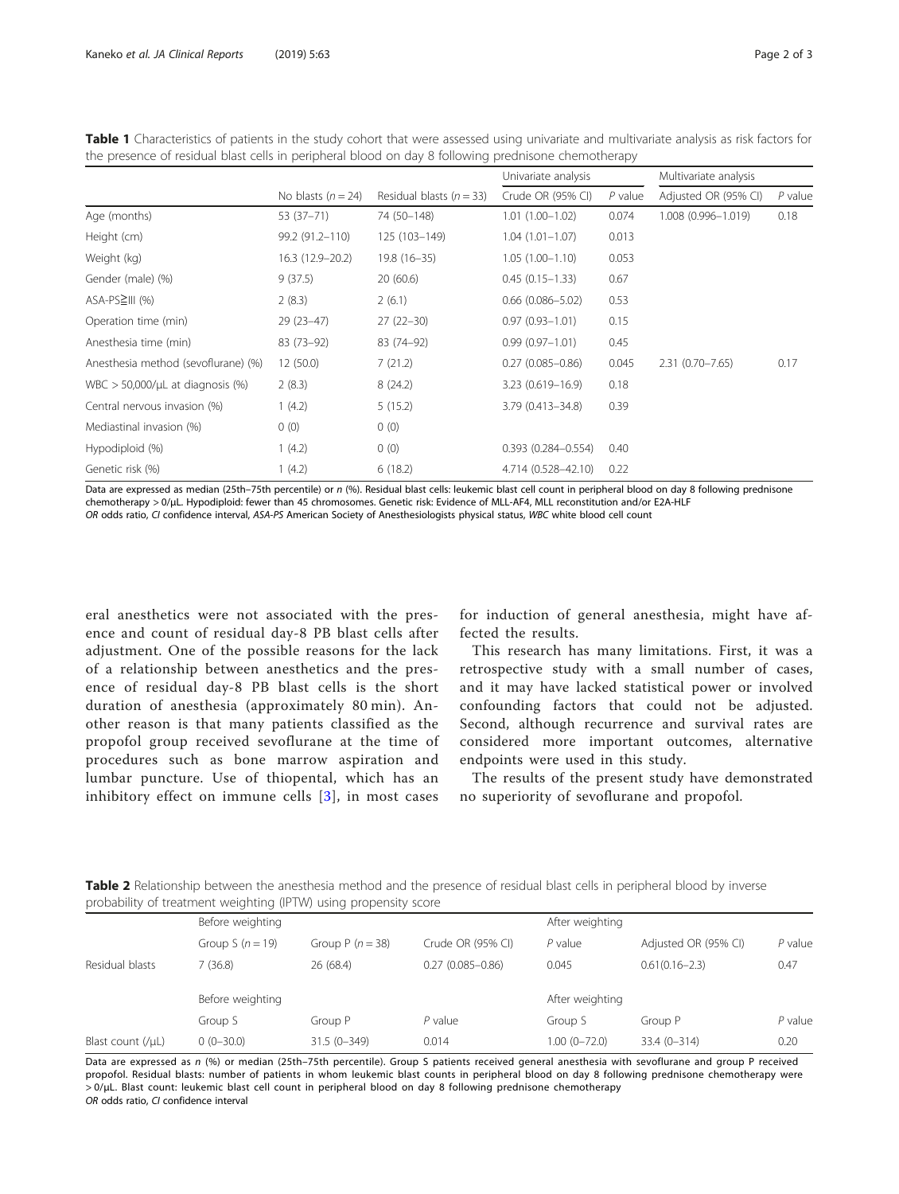**Table 1** Characteristics of patients in the study cohort that were assessed using univariate and multivariate analysis as risk factors for the presence of residual blast cells in peripheral blood on day 8 following prednisone chemotherapy

| | No blasts ($n = 24$) | Residual blasts ($n = 33$) | Univariate analysis | | Multivariate analysis | |
|---|---|---|---|---|---|---|
| | | | Crude OR (95% CI) | *P* value | Adjusted OR (95% CI) | *P* value |
| Age (months) | 53 (37–71) | 74 (50–148) | 1.01 (1.00–1.02) | 0.074 | 1.008 (0.996–1.019) | 0.18 |
| Height (cm) | 99.2 (91.2–110) | 125 (103–149) | 1.04 (1.01–1.07) | 0.013 | | |
| Weight (kg) | 16.3 (12.9–20.2) | 19.8 (16–35) | 1.05 (1.00–1.10) | 0.053 | | |
| Gender (male) (%) | 9 (37.5) | 20 (60.6) | 0.45 (0.15–1.33) | 0.67 | | |
| ASA-PS≧III (%) | 2 (8.3) | 2 (6.1) | 0.66 (0.086–5.02) | 0.53 | | |
| Operation time (min) | 29 (23–47) | 27 (22–30) | 0.97 (0.93–1.01) | 0.15 | | |
| Anesthesia time (min) | 83 (73–92) | 83 (74–92) | 0.99 (0.97–1.01) | 0.45 | | |
| Anesthesia method (sevoflurane) (%) | 12 (50.0) | 7 (21.2) | 0.27 (0.085–0.86) | 0.045 | 2.31 (0.70–7.65) | 0.17 |
| WBC > 50,000/μL at diagnosis (%) | 2 (8.3) | 8 (24.2) | 3.23 (0.619–16.9) | 0.18 | | |
| Central nervous invasion (%) | 1 (4.2) | 5 (15.2) | 3.79 (0.413–34.8) | 0.39 | | |
| Mediastinal invasion (%) | 0 (0) | 0 (0) | | | | |
| Hypodiploid (%) | 1 (4.2) | 0 (0) | 0.393 (0.284–0.554) | 0.40 | | |
| Genetic risk (%) | 1 (4.2) | 6 (18.2) | 4.714 (0.528–42.10) | 0.22 | | |

Data are expressed as median (25th–75th percentile) or *n* (%). Residual blast cells: leukemic blast cell count in peripheral blood on day 8 following prednisone chemotherapy > 0/μL. Hypodiploid: fewer than 45 chromosomes. Genetic risk: Evidence of MLL-AF4, MLL reconstitution and/or E2A-HLF

*OR* odds ratio, *CI* confidence interval, *ASA-PS* American Society of Anesthesiologists physical status, *WBC* white blood cell count

eral anesthetics were not associated with the presence and count of residual day-8 PB blast cells after adjustment. One of the possible reasons for the lack of a relationship between anesthetics and the presence of residual day-8 PB blast cells is the short duration of anesthesia (approximately 80 min). Another reason is that many patients classified as the propofol group received sevoflurane at the time of procedures such as bone marrow aspiration and lumbar puncture. Use of thiopental, which has an inhibitory effect on immune cells [3], in most cases for induction of general anesthesia, might have affected the results.

This research has many limitations. First, it was a retrospective study with a small number of cases, and it may have lacked statistical power or involved confounding factors that could not be adjusted. Second, although recurrence and survival rates are considered more important outcomes, alternative endpoints were used in this study.

The results of the present study have demonstrated no superiority of sevoflurane and propofol.

**Table 2** Relationship between the anesthesia method and the presence of residual blast cells in peripheral blood by inverse probability of treatment weighting (IPTW) using propensity score

| | Before weighting | | | After weighting | | |
|---|---|---|---|---|---|---|
| | Group S ($n = 19$) | Group P ($n = 38$) | Crude OR (95% CI) | *P* value | Adjusted OR (95% CI) | *P* value |
| Residual blasts | 7 (36.8) | 26 (68.4) | 0.27 (0.085–0.86) | 0.045 | 0.61(0.16–2.3) | 0.47 |
| | Before weighting | | | After weighting | | |
| | Group S | Group P | *P* value | Group S | Group P | *P* value |
| Blast count (/μL) | 0 (0–30.0) | 31.5 (0–349) | 0.014 | 1.00 (0–72.0) | 33.4 (0–314) | 0.20 |

Data are expressed as *n* (%) or median (25th–75th percentile). Group S patients received general anesthesia with sevoflurane and group P received propofol. Residual blasts: number of patients in whom leukemic blast counts in peripheral blood on day 8 following prednisone chemotherapy were > 0/μL. Blast count: leukemic blast cell count in peripheral blood on day 8 following prednisone chemotherapy

*OR* odds ratio, *CI* confidence interval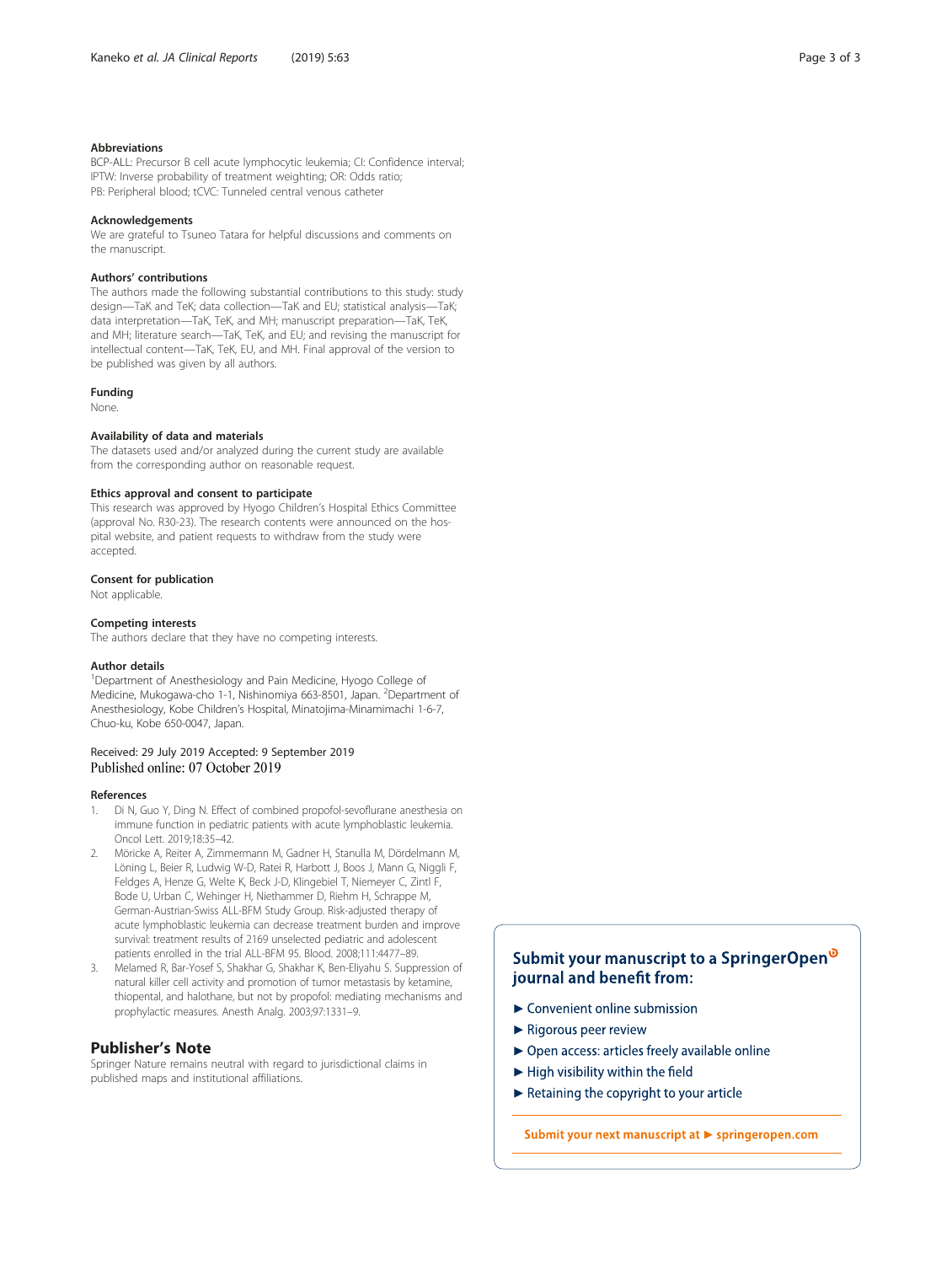#### Abbreviations

BCP-ALL: Precursor B cell acute lymphocytic leukemia; CI: Confidence interval; IPTW: Inverse probability of treatment weighting; OR: Odds ratio; PB: Peripheral blood; tCVC: Tunneled central venous catheter

#### Acknowledgements

We are grateful to Tsuneo Tatara for helpful discussions and comments on the manuscript.

#### Authors' contributions

The authors made the following substantial contributions to this study: study design—TaK and TeK; data collection—TaK and EU; statistical analysis—TaK; data interpretation—TaK, TeK, and MH; manuscript preparation—TaK, TeK, and MH; literature search—TaK, TeK, and EU; and revising the manuscript for intellectual content—TaK, TeK, EU, and MH. Final approval of the version to be published was given by all authors.

#### Funding

None.

#### Availability of data and materials

The datasets used and/or analyzed during the current study are available from the corresponding author on reasonable request.

#### Ethics approval and consent to participate

This research was approved by Hyogo Children's Hospital Ethics Committee (approval No. R30-23). The research contents were announced on the hospital website, and patient requests to withdraw from the study were accepted.

#### Consent for publication

Not applicable.

#### Competing interests

The authors declare that they have no competing interests.

#### Author details

[1]Department of Anesthesiology and Pain Medicine, Hyogo College of Medicine, Mukogawa-cho 1-1, Nishinomiya 663-8501, Japan. [2]Department of Anesthesiology, Kobe Children's Hospital, Minatojima-Minamimachi 1-6-7, Chuo-ku, Kobe 650-0047, Japan.

Received: 29 July 2019 Accepted: 9 September 2019
Published online: 07 October 2019

#### References

1. Di N, Guo Y, Ding N. Effect of combined propofol-sevoflurane anesthesia on immune function in pediatric patients with acute lymphoblastic leukemia. Oncol Lett. 2019;18:35–42.
2. Möricke A, Reiter A, Zimmermann M, Gadner H, Stanulla M, Dördelmann M, Löning L, Beier R, Ludwig W-D, Ratei R, Harbott J, Boos J, Mann G, Niggli F, Feldges A, Henze G, Welte K, Beck J-D, Klingebiel T, Niemeyer C, Zintl F, Bode U, Urban C, Wehinger H, Niethammer D, Riehm H, Schrappe M, German-Austrian-Swiss ALL-BFM Study Group. Risk-adjusted therapy of acute lymphoblastic leukemia can decrease treatment burden and improve survival: treatment results of 2169 unselected pediatric and adolescent patients enrolled in the trial ALL-BFM 95. Blood. 2008;111:4477–89.
3. Melamed R, Bar-Yosef S, Shakhar G, Shakhar K, Ben-Eliyahu S. Suppression of natural killer cell activity and promotion of tumor metastasis by ketamine, thiopental, and halothane, but not by propofol: mediating mechanisms and prophylactic measures. Anesth Analg. 2003;97:1331–9.

## Publisher's Note

Springer Nature remains neutral with regard to jurisdictional claims in published maps and institutional affiliations.

**Submit your manuscript to a SpringerOpen journal and benefit from:**

- ► Convenient online submission
- ► Rigorous peer review
- ► Open access: articles freely available online
- ► High visibility within the field
- ► Retaining the copyright to your article

**Submit your next manuscript at ► springeropen.com**